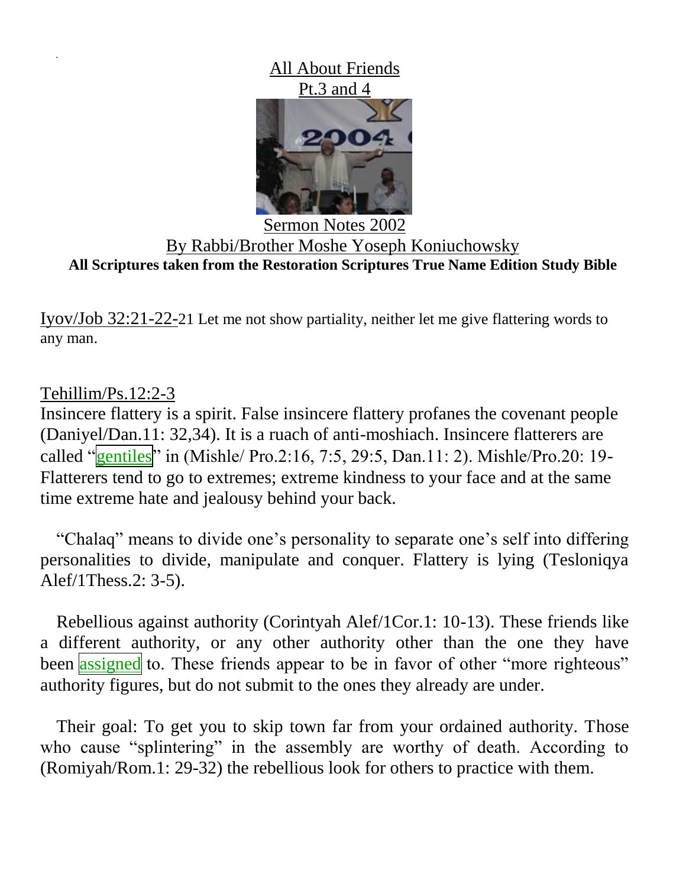# All About Friends
## Pt.3 and 4

Sermon Notes 2002

By Rabbi/Brother Moshe Yoseph Koniuchowsky

**All Scriptures taken from the Restoration Scriptures True Name Edition Study Bible**

Iyov/Job 32:21-22-21 Let me not show partiality, neither let me give flattering words to any man.

Tehillim/Ps.12:2-3

Insincere flattery is a spirit. False insincere flattery profanes the covenant people (Daniyel/Dan.11: 32,34). It is a ruach of anti-moshiach. Insincere flatterers are called "gentiles" in (Mishle/ Pro.2:16, 7:5, 29:5, Dan.11: 2). Mishle/Pro.20: 19- Flatterers tend to go to extremes; extreme kindness to your face and at the same time extreme hate and jealousy behind your back.

"Chalaq" means to divide one's personality to separate one's self into differing personalities to divide, manipulate and conquer. Flattery is lying (Tesloniqya Alef/1Thess.2: 3-5).

Rebellious against authority (Corintyah Alef/1Cor.1: 10-13). These friends like a different authority, or any other authority other than the one they have been assigned to. These friends appear to be in favor of other "more righteous" authority figures, but do not submit to the ones they already are under.

Their goal: To get you to skip town far from your ordained authority. Those who cause "splintering" in the assembly are worthy of death. According to (Romiyah/Rom.1: 29-32) the rebellious look for others to practice with them.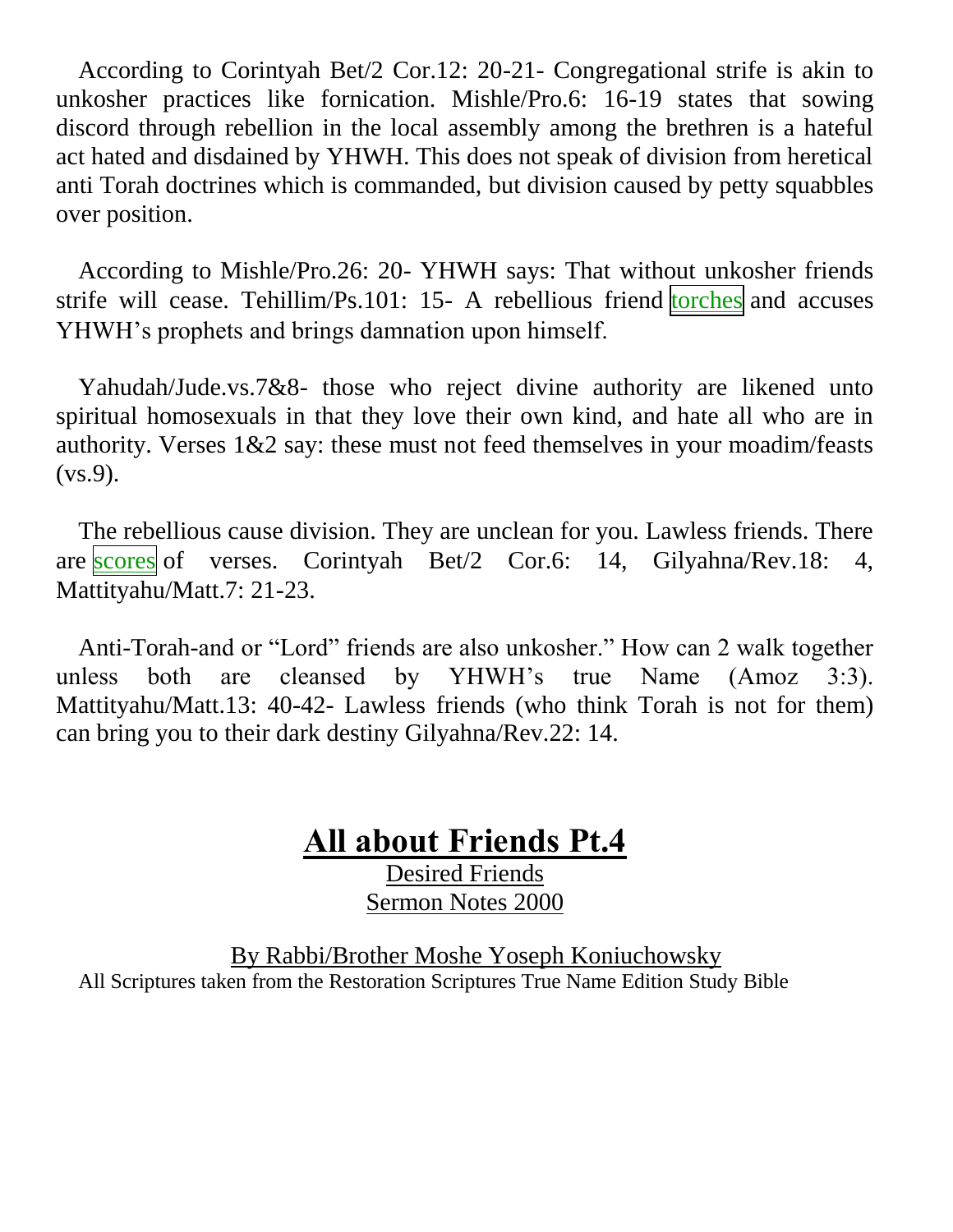According to Corintyah Bet/2 Cor.12: 20-21- Congregational strife is akin to unkosher practices like fornication. Mishle/Pro.6: 16-19 states that sowing discord through rebellion in the local assembly among the brethren is a hateful act hated and disdained by YHWH. This does not speak of division from heretical anti Torah doctrines which is commanded, but division caused by petty squabbles over position.

According to Mishle/Pro.26: 20- YHWH says: That without unkosher friends strife will cease. Tehillim/Ps.101: 15- A rebellious friend torches and accuses YHWH's prophets and brings damnation upon himself.

Yahudah/Jude.vs.7&8- those who reject divine authority are likened unto spiritual homosexuals in that they love their own kind, and hate all who are in authority. Verses 1&2 say: these must not feed themselves in your moadim/feasts (vs.9).

The rebellious cause division. They are unclean for you. Lawless friends. There are scores of verses. Corintyah Bet/2 Cor.6: 14, Gilyahna/Rev.18: 4, Mattityahu/Matt.7: 21-23.

Anti-Torah-and or "Lord" friends are also unkosher." How can 2 walk together unless both are cleansed by YHWH's true Name (Amoz 3:3). Mattityahu/Matt.13: 40-42- Lawless friends (who think Torah is not for them) can bring you to their dark destiny Gilyahna/Rev.22: 14.

# All about Friends Pt.4

Desired Friends

Sermon Notes 2000

By Rabbi/Brother Moshe Yoseph Koniuchowsky

All Scriptures taken from the Restoration Scriptures True Name Edition Study Bible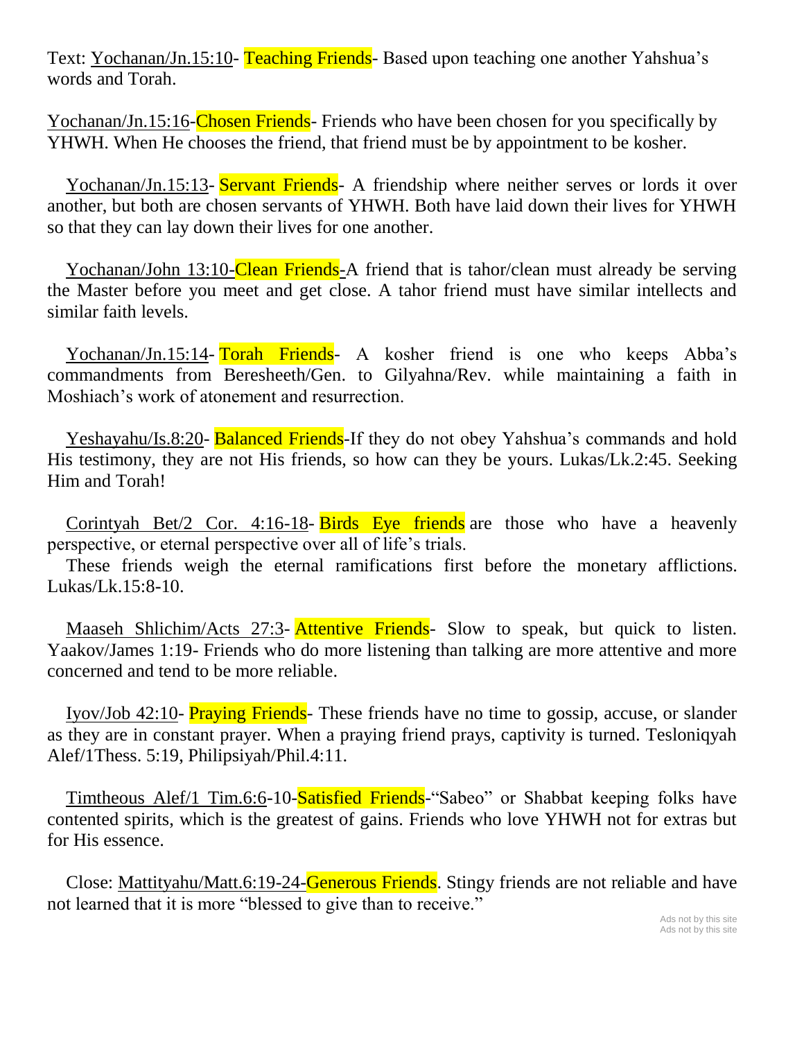Text: Yochanan/Jn.15:10- Teaching Friends- Based upon teaching one another Yahshua's words and Torah.

Yochanan/Jn.15:16-Chosen Friends- Friends who have been chosen for you specifically by YHWH. When He chooses the friend, that friend must be by appointment to be kosher.

Yochanan/Jn.15:13- Servant Friends- A friendship where neither serves or lords it over another, but both are chosen servants of YHWH. Both have laid down their lives for YHWH so that they can lay down their lives for one another.

Yochanan/John 13:10-Clean Friends-A friend that is tahor/clean must already be serving the Master before you meet and get close. A tahor friend must have similar intellects and similar faith levels.

Yochanan/Jn.15:14- Torah Friends- A kosher friend is one who keeps Abba's commandments from Beresheeth/Gen. to Gilyahna/Rev. while maintaining a faith in Moshiach's work of atonement and resurrection.

Yeshayahu/Is.8:20- Balanced Friends-If they do not obey Yahshua's commands and hold His testimony, they are not His friends, so how can they be yours. Lukas/Lk.2:45. Seeking Him and Torah!

Corintyah Bet/2 Cor. 4:16-18- Birds Eye friends are those who have a heavenly perspective, or eternal perspective over all of life's trials.

These friends weigh the eternal ramifications first before the monetary afflictions. Lukas/Lk.15:8-10.

Maaseh Shlichim/Acts 27:3- Attentive Friends- Slow to speak, but quick to listen. Yaakov/James 1:19- Friends who do more listening than talking are more attentive and more concerned and tend to be more reliable.

Iyov/Job 42:10- Praying Friends- These friends have no time to gossip, accuse, or slander as they are in constant prayer. When a praying friend prays, captivity is turned. Tesloniqyah Alef/1Thess. 5:19, Philipsiyah/Phil.4:11.

Timtheous Alef/1 Tim.6:6-10-Satisfied Friends-"Sabeo" or Shabbat keeping folks have contented spirits, which is the greatest of gains. Friends who love YHWH not for extras but for His essence.

Close: Mattityahu/Matt.6:19-24-Generous Friends. Stingy friends are not reliable and have not learned that it is more "blessed to give than to receive."